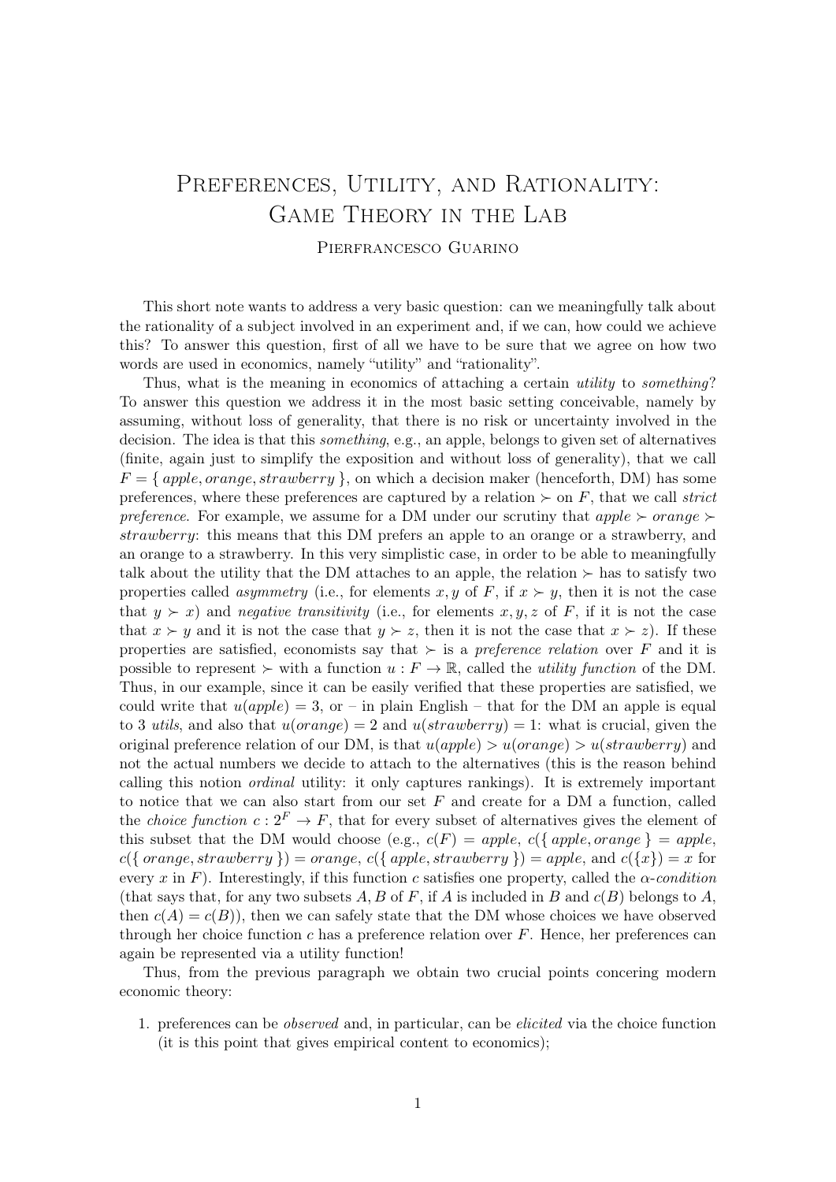# Preferences, Utility, and Rationality: Game Theory in the Lab

Pierfrancesco Guarino

This short note wants to address a very basic question: can we meaningfully talk about the rationality of a subject involved in an experiment and, if we can, how could we achieve this? To answer this question, first of all we have to be sure that we agree on how two words are used in economics, namely "utility" and "rationality".

Thus, what is the meaning in economics of attaching a certain *utility* to *something*? To answer this question we address it in the most basic setting conceivable, namely by assuming, without loss of generality, that there is no risk or uncertainty involved in the decision. The idea is that this *something*, e.g., an apple, belongs to given set of alternatives (finite, again just to simplify the exposition and without loss of generality), that we call $F = \{\, apple, orange, strawberry \,\}$, on which a decision maker (henceforth, DM) has some preferences, where these preferences are captured by a relation $\succ$ on $F$, that we call *strict preference*. For example, we assume for a DM under our scrutiny that $apple \succ orange \succ strawberry$: this means that this DM prefers an apple to an orange or a strawberry, and an orange to a strawberry. In this very simplistic case, in order to be able to meaningfully talk about the utility that the DM attaches to an apple, the relation $\succ$ has to satisfy two properties called *asymmetry* (i.e., for elements $x, y$ of $F$, if $x \succ y$, then it is not the case that $y \succ x$) and *negative transitivity* (i.e., for elements $x, y, z$ of $F$, if it is not the case that $x \succ y$ and it is not the case that $y \succ z$, then it is not the case that $x \succ z$). If these properties are satisfied, economists say that $\succ$ is a *preference relation* over $F$ and it is possible to represent $\succ$ with a function $u : F \to \mathbb{R}$, called the *utility function* of the DM. Thus, in our example, since it can be easily verified that these properties are satisfied, we could write that $u(apple) = 3$, or – in plain English – that for the DM an apple is equal to 3 *utils*, and also that $u(orange) = 2$ and $u(strawberry) = 1$: what is crucial, given the original preference relation of our DM, is that $u(apple) > u(orange) > u(strawberry)$ and not the actual numbers we decide to attach to the alternatives (this is the reason behind calling this notion *ordinal* utility: it only captures rankings). It is extremely important to notice that we can also start from our set $F$ and create for a DM a function, called the *choice function* $c : 2^F \to F$, that for every subset of alternatives gives the element of this subset that the DM would choose (e.g., $c(F) = apple$, $c(\{\, apple, orange \,\} = apple$, $c(\{\, orange, strawberry \,\}) = orange$, $c(\{\, apple, strawberry \,\}) = apple$, and $c(\{x\}) = x$ for every $x$ in $F$). Interestingly, if this function $c$ satisfies one property, called the *$\alpha$-condition* (that says that, for any two subsets $A, B$ of $F$, if $A$ is included in $B$ and $c(B)$ belongs to $A$, then $c(A) = c(B)$), then we can safely state that the DM whose choices we have observed through her choice function $c$ has a preference relation over $F$. Hence, her preferences can again be represented via a utility function!

Thus, from the previous paragraph we obtain two crucial points concering modern economic theory:

1. preferences can be *observed* and, in particular, can be *elicited* via the choice function (it is this point that gives empirical content to economics);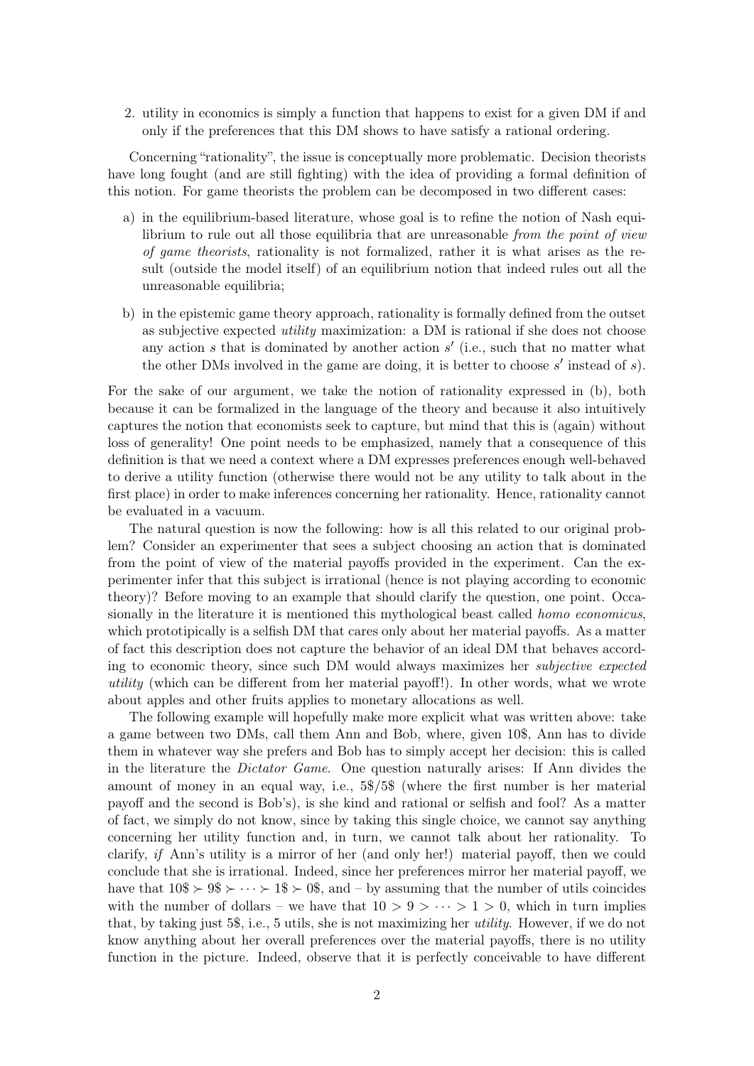2. utility in economics is simply a function that happens to exist for a given DM if and only if the preferences that this DM shows to have satisfy a rational ordering.

Concerning "rationality", the issue is conceptually more problematic. Decision theorists have long fought (and are still fighting) with the idea of providing a formal definition of this notion. For game theorists the problem can be decomposed in two different cases:

a) in the equilibrium-based literature, whose goal is to refine the notion of Nash equilibrium to rule out all those equilibria that are unreasonable *from the point of view of game theorists*, rationality is not formalized, rather it is what arises as the result (outside the model itself) of an equilibrium notion that indeed rules out all the unreasonable equilibria;

b) in the epistemic game theory approach, rationality is formally defined from the outset as subjective expected *utility* maximization: a DM is rational if she does not choose any action $s$ that is dominated by another action $s'$ (i.e., such that no matter what the other DMs involved in the game are doing, it is better to choose $s'$ instead of $s$).

For the sake of our argument, we take the notion of rationality expressed in (b), both because it can be formalized in the language of the theory and because it also intuitively captures the notion that economists seek to capture, but mind that this is (again) without loss of generality! One point needs to be emphasized, namely that a consequence of this definition is that we need a context where a DM expresses preferences enough well-behaved to derive a utility function (otherwise there would not be any utility to talk about in the first place) in order to make inferences concerning her rationality. Hence, rationality cannot be evaluated in a vacuum.

The natural question is now the following: how is all this related to our original problem? Consider an experimenter that sees a subject choosing an action that is dominated from the point of view of the material payoffs provided in the experiment. Can the experimenter infer that this subject is irrational (hence is not playing according to economic theory)? Before moving to an example that should clarify the question, one point. Occasionally in the literature it is mentioned this mythological beast called *homo economicus*, which prototipically is a selfish DM that cares only about her material payoffs. As a matter of fact this description does not capture the behavior of an ideal DM that behaves according to economic theory, since such DM would always maximizes her *subjective expected utility* (which can be different from her material payoff!). In other words, what we wrote about apples and other fruits applies to monetary allocations as well.

The following example will hopefully make more explicit what was written above: take a game between two DMs, call them Ann and Bob, where, given 10\$, Ann has to divide them in whatever way she prefers and Bob has to simply accept her decision: this is called in the literature the *Dictator Game*. One question naturally arises: If Ann divides the amount of money in an equal way, i.e., 5\$/5\$ (where the first number is her material payoff and the second is Bob's), is she kind and rational or selfish and fool? As a matter of fact, we simply do not know, since by taking this single choice, we cannot say anything concerning her utility function and, in turn, we cannot talk about her rationality. To clarify, *if* Ann's utility is a mirror of her (and only her!) material payoff, then we could conclude that she is irrational. Indeed, since her preferences mirror her material payoff, we have that $10\$ \succ 9\$ \succ \cdots \succ 1\$ \succ 0\$$, and – by assuming that the number of utils coincides with the number of dollars – we have that $10 > 9 > \cdots > 1 > 0$, which in turn implies that, by taking just 5\$, i.e., 5 utils, she is not maximizing her *utility*. However, if we do not know anything about her overall preferences over the material payoffs, there is no utility function in the picture. Indeed, observe that it is perfectly conceivable to have different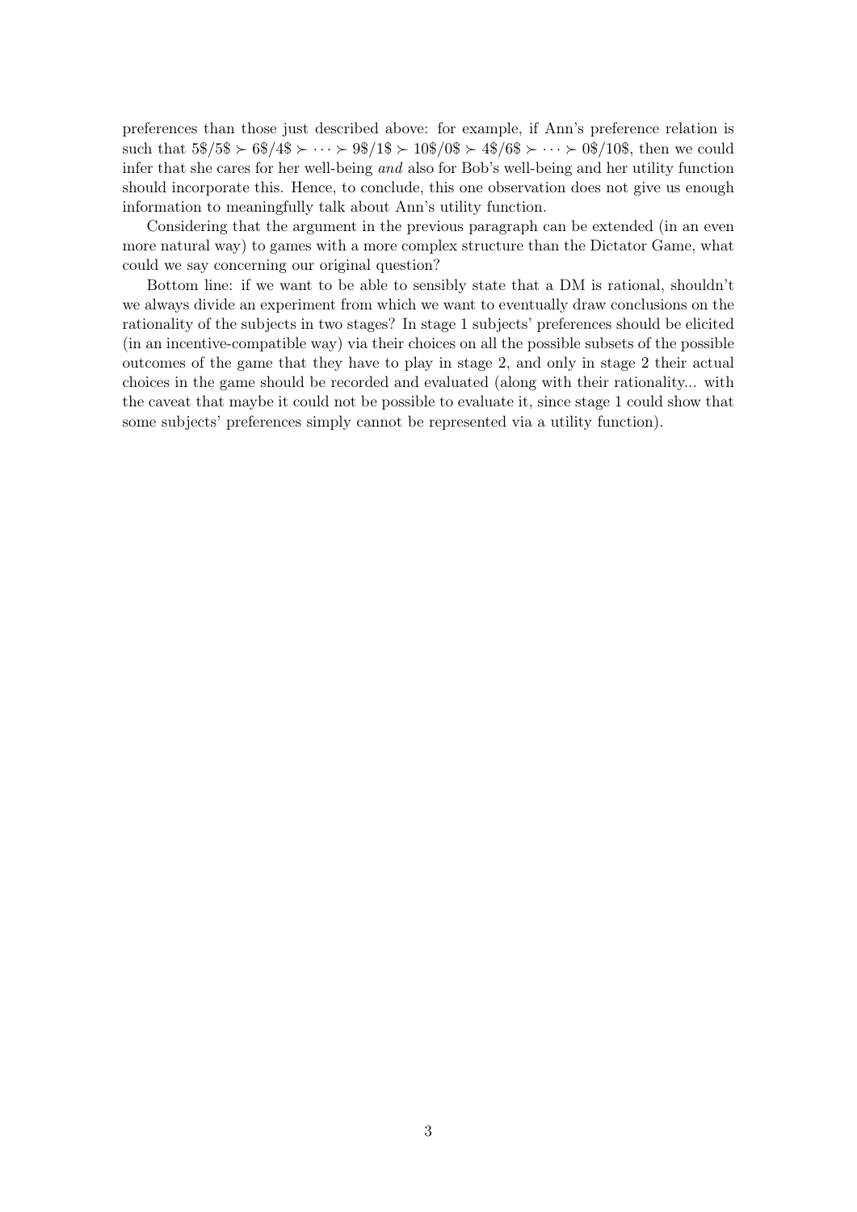preferences than those just described above: for example, if Ann's preference relation is such that $5\$/5\$ \succ 6\$/4\$ \succ \cdots \succ 9\$/1\$ \succ 10\$/0\$ \succ 4\$/6\$ \succ \cdots \succ 0\$/10\$$, then we could infer that she cares for her well-being *and* also for Bob's well-being and her utility function should incorporate this. Hence, to conclude, this one observation does not give us enough information to meaningfully talk about Ann's utility function.

Considering that the argument in the previous paragraph can be extended (in an even more natural way) to games with a more complex structure than the Dictator Game, what could we say concerning our original question?

Bottom line: if we want to be able to sensibly state that a DM is rational, shouldn't we always divide an experiment from which we want to eventually draw conclusions on the rationality of the subjects in two stages? In stage 1 subjects' preferences should be elicited (in an incentive-compatible way) via their choices on all the possible subsets of the possible outcomes of the game that they have to play in stage 2, and only in stage 2 their actual choices in the game should be recorded and evaluated (along with their rationality... with the caveat that maybe it could not be possible to evaluate it, since stage 1 could show that some subjects' preferences simply cannot be represented via a utility function).